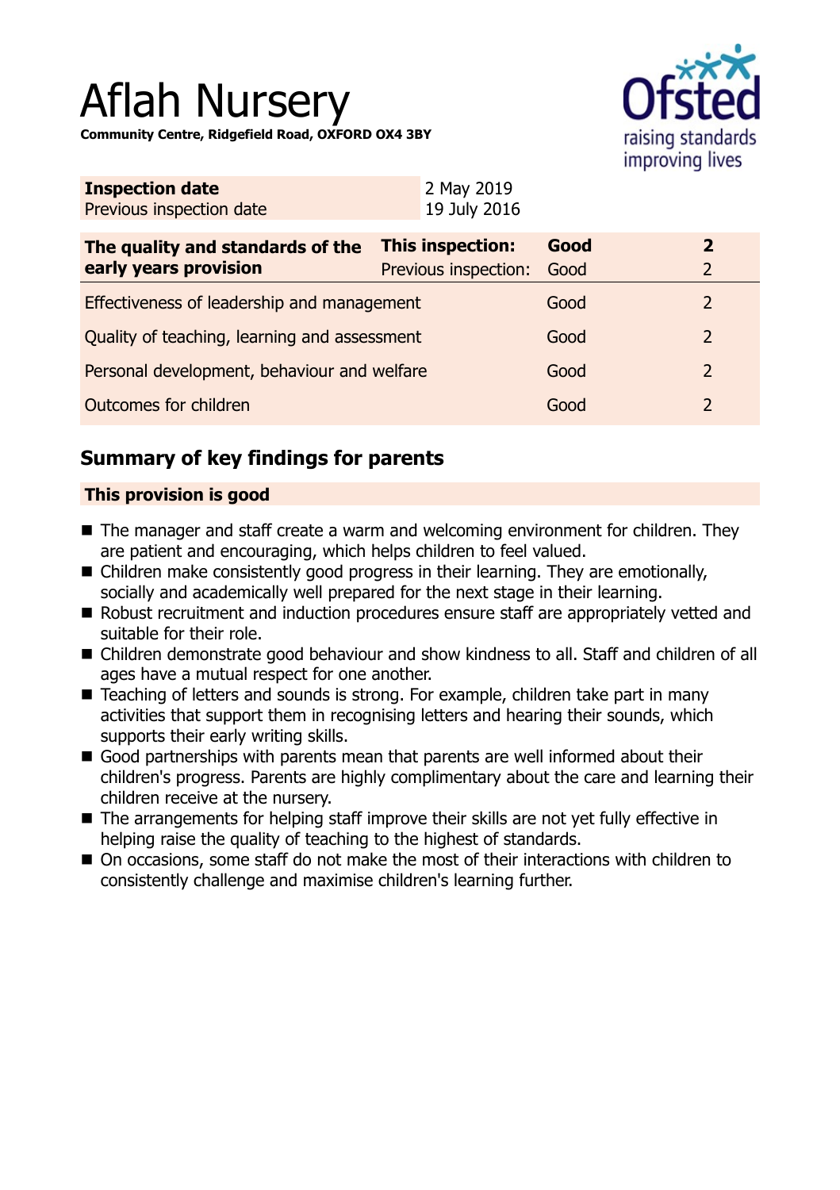# Aflah Nursery

**Community Centre, Ridgefield Road, OXFORD OX4 3BY**

Ofsted
raising standards
improving lives

| | |
|---|---|
| **Inspection date** | 2 May 2019 |
| Previous inspection date | 19 July 2016 |

| | | | |
|---|---|---|---|
| **The quality and standards of the early years provision** | **This inspection:** | **Good** | **2** |
| | Previous inspection: | Good | 2 |
| Effectiveness of leadership and management | | Good | 2 |
| Quality of teaching, learning and assessment | | Good | 2 |
| Personal development, behaviour and welfare | | Good | 2 |
| Outcomes for children | | Good | 2 |

## Summary of key findings for parents

### This provision is good

- The manager and staff create a warm and welcoming environment for children. They are patient and encouraging, which helps children to feel valued.
- Children make consistently good progress in their learning. They are emotionally, socially and academically well prepared for the next stage in their learning.
- Robust recruitment and induction procedures ensure staff are appropriately vetted and suitable for their role.
- Children demonstrate good behaviour and show kindness to all. Staff and children of all ages have a mutual respect for one another.
- Teaching of letters and sounds is strong. For example, children take part in many activities that support them in recognising letters and hearing their sounds, which supports their early writing skills.
- Good partnerships with parents mean that parents are well informed about their children's progress. Parents are highly complimentary about the care and learning their children receive at the nursery.
- The arrangements for helping staff improve their skills are not yet fully effective in helping raise the quality of teaching to the highest of standards.
- On occasions, some staff do not make the most of their interactions with children to consistently challenge and maximise children's learning further.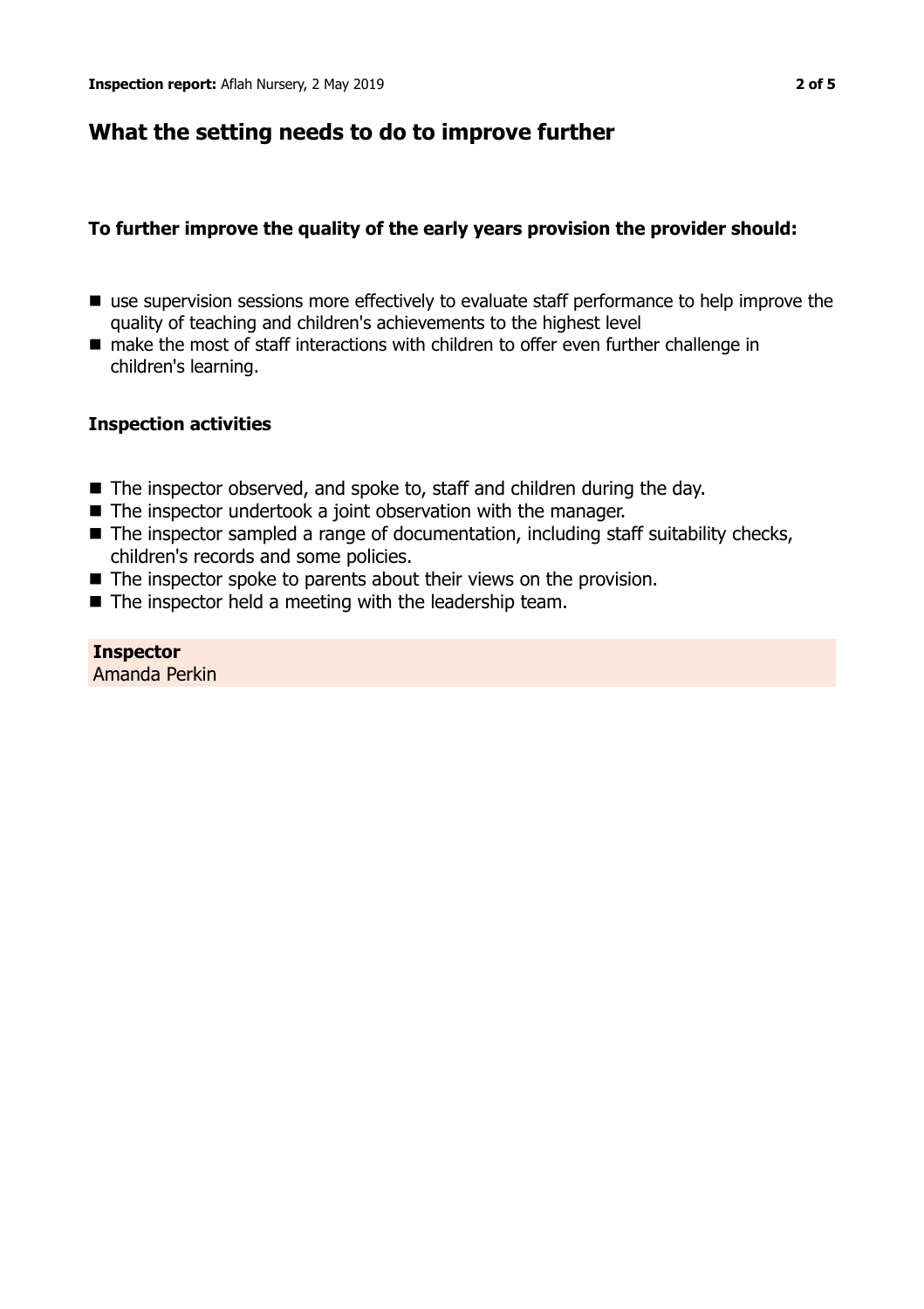## What the setting needs to do to improve further

**To further improve the quality of the early years provision the provider should:**

- use supervision sessions more effectively to evaluate staff performance to help improve the quality of teaching and children's achievements to the highest level
- make the most of staff interactions with children to offer even further challenge in children's learning.

### Inspection activities

- The inspector observed, and spoke to, staff and children during the day.
- The inspector undertook a joint observation with the manager.
- The inspector sampled a range of documentation, including staff suitability checks, children's records and some policies.
- The inspector spoke to parents about their views on the provision.
- The inspector held a meeting with the leadership team.

**Inspector**
Amanda Perkin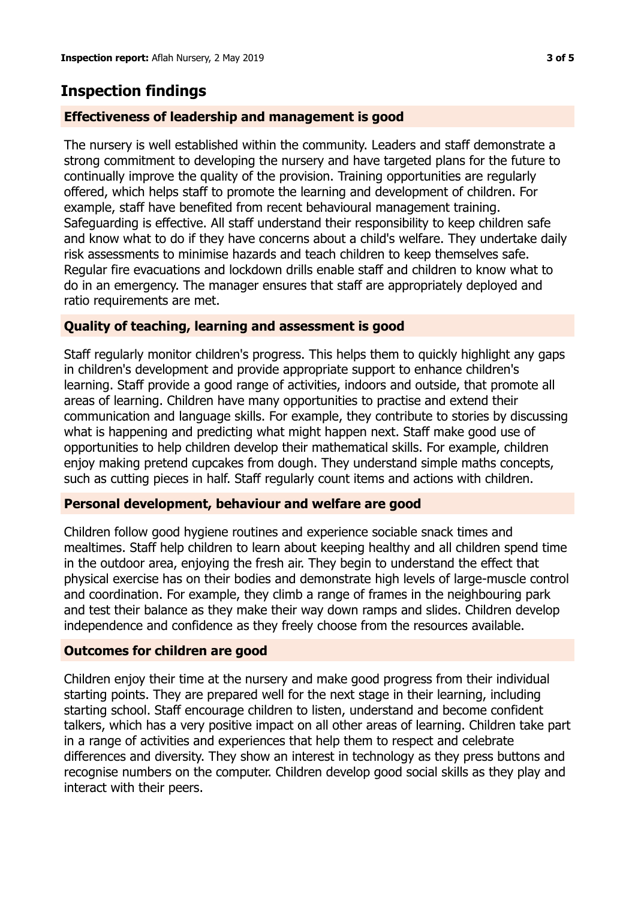## Inspection findings

### Effectiveness of leadership and management is good

The nursery is well established within the community. Leaders and staff demonstrate a strong commitment to developing the nursery and have targeted plans for the future to continually improve the quality of the provision. Training opportunities are regularly offered, which helps staff to promote the learning and development of children. For example, staff have benefited from recent behavioural management training. Safeguarding is effective. All staff understand their responsibility to keep children safe and know what to do if they have concerns about a child's welfare. They undertake daily risk assessments to minimise hazards and teach children to keep themselves safe. Regular fire evacuations and lockdown drills enable staff and children to know what to do in an emergency. The manager ensures that staff are appropriately deployed and ratio requirements are met.

### Quality of teaching, learning and assessment is good

Staff regularly monitor children's progress. This helps them to quickly highlight any gaps in children's development and provide appropriate support to enhance children's learning. Staff provide a good range of activities, indoors and outside, that promote all areas of learning. Children have many opportunities to practise and extend their communication and language skills. For example, they contribute to stories by discussing what is happening and predicting what might happen next. Staff make good use of opportunities to help children develop their mathematical skills. For example, children enjoy making pretend cupcakes from dough. They understand simple maths concepts, such as cutting pieces in half. Staff regularly count items and actions with children.

### Personal development, behaviour and welfare are good

Children follow good hygiene routines and experience sociable snack times and mealtimes. Staff help children to learn about keeping healthy and all children spend time in the outdoor area, enjoying the fresh air. They begin to understand the effect that physical exercise has on their bodies and demonstrate high levels of large-muscle control and coordination. For example, they climb a range of frames in the neighbouring park and test their balance as they make their way down ramps and slides. Children develop independence and confidence as they freely choose from the resources available.

### Outcomes for children are good

Children enjoy their time at the nursery and make good progress from their individual starting points. They are prepared well for the next stage in their learning, including starting school. Staff encourage children to listen, understand and become confident talkers, which has a very positive impact on all other areas of learning. Children take part in a range of activities and experiences that help them to respect and celebrate differences and diversity. They show an interest in technology as they press buttons and recognise numbers on the computer. Children develop good social skills as they play and interact with their peers.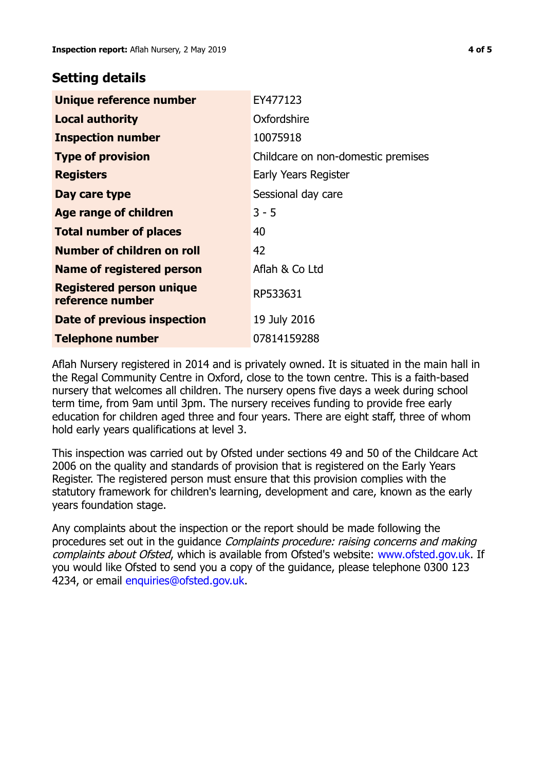## Setting details

| | |
|---|---|
| **Unique reference number** | EY477123 |
| **Local authority** | Oxfordshire |
| **Inspection number** | 10075918 |
| **Type of provision** | Childcare on non-domestic premises |
| **Registers** | Early Years Register |
| **Day care type** | Sessional day care |
| **Age range of children** | 3 - 5 |
| **Total number of places** | 40 |
| **Number of children on roll** | 42 |
| **Name of registered person** | Aflah & Co Ltd |
| **Registered person unique reference number** | RP533631 |
| **Date of previous inspection** | 19 July 2016 |
| **Telephone number** | 07814159288 |

Aflah Nursery registered in 2014 and is privately owned. It is situated in the main hall in the Regal Community Centre in Oxford, close to the town centre. This is a faith-based nursery that welcomes all children. The nursery opens five days a week during school term time, from 9am until 3pm. The nursery receives funding to provide free early education for children aged three and four years. There are eight staff, three of whom hold early years qualifications at level 3.

This inspection was carried out by Ofsted under sections 49 and 50 of the Childcare Act 2006 on the quality and standards of provision that is registered on the Early Years Register. The registered person must ensure that this provision complies with the statutory framework for children's learning, development and care, known as the early years foundation stage.

Any complaints about the inspection or the report should be made following the procedures set out in the guidance *Complaints procedure: raising concerns and making complaints about Ofsted*, which is available from Ofsted's website: www.ofsted.gov.uk. If you would like Ofsted to send you a copy of the guidance, please telephone 0300 123 4234, or email enquiries@ofsted.gov.uk.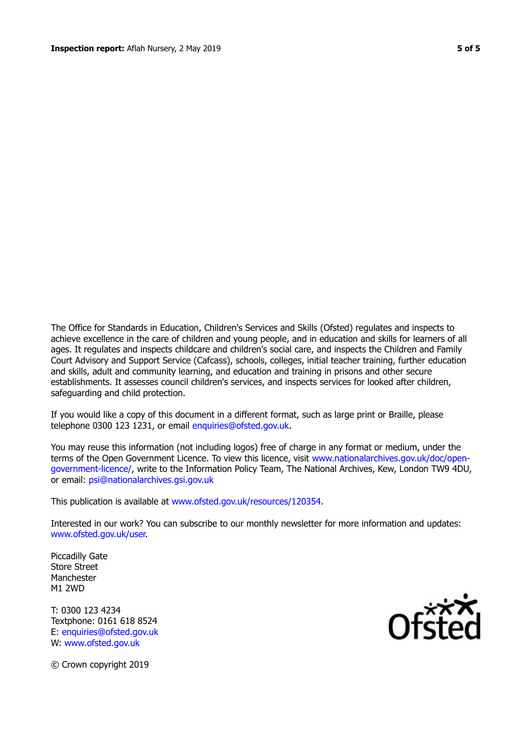The Office for Standards in Education, Children's Services and Skills (Ofsted) regulates and inspects to achieve excellence in the care of children and young people, and in education and skills for learners of all ages. It regulates and inspects childcare and children's social care, and inspects the Children and Family Court Advisory and Support Service (Cafcass), schools, colleges, initial teacher training, further education and skills, adult and community learning, and education and training in prisons and other secure establishments. It assesses council children's services, and inspects services for looked after children, safeguarding and child protection.

If you would like a copy of this document in a different format, such as large print or Braille, please telephone 0300 123 1231, or email enquiries@ofsted.gov.uk.

You may reuse this information (not including logos) free of charge in any format or medium, under the terms of the Open Government Licence. To view this licence, visit www.nationalarchives.gov.uk/doc/open-government-licence/, write to the Information Policy Team, The National Archives, Kew, London TW9 4DU, or email: psi@nationalarchives.gsi.gov.uk

This publication is available at www.ofsted.gov.uk/resources/120354.

Interested in our work? You can subscribe to our monthly newsletter for more information and updates: www.ofsted.gov.uk/user.

Piccadilly Gate
Store Street
Manchester
M1 2WD

T: 0300 123 4234
Textphone: 0161 618 8524
E: enquiries@ofsted.gov.uk
W: www.ofsted.gov.uk

© Crown copyright 2019

Ofsted